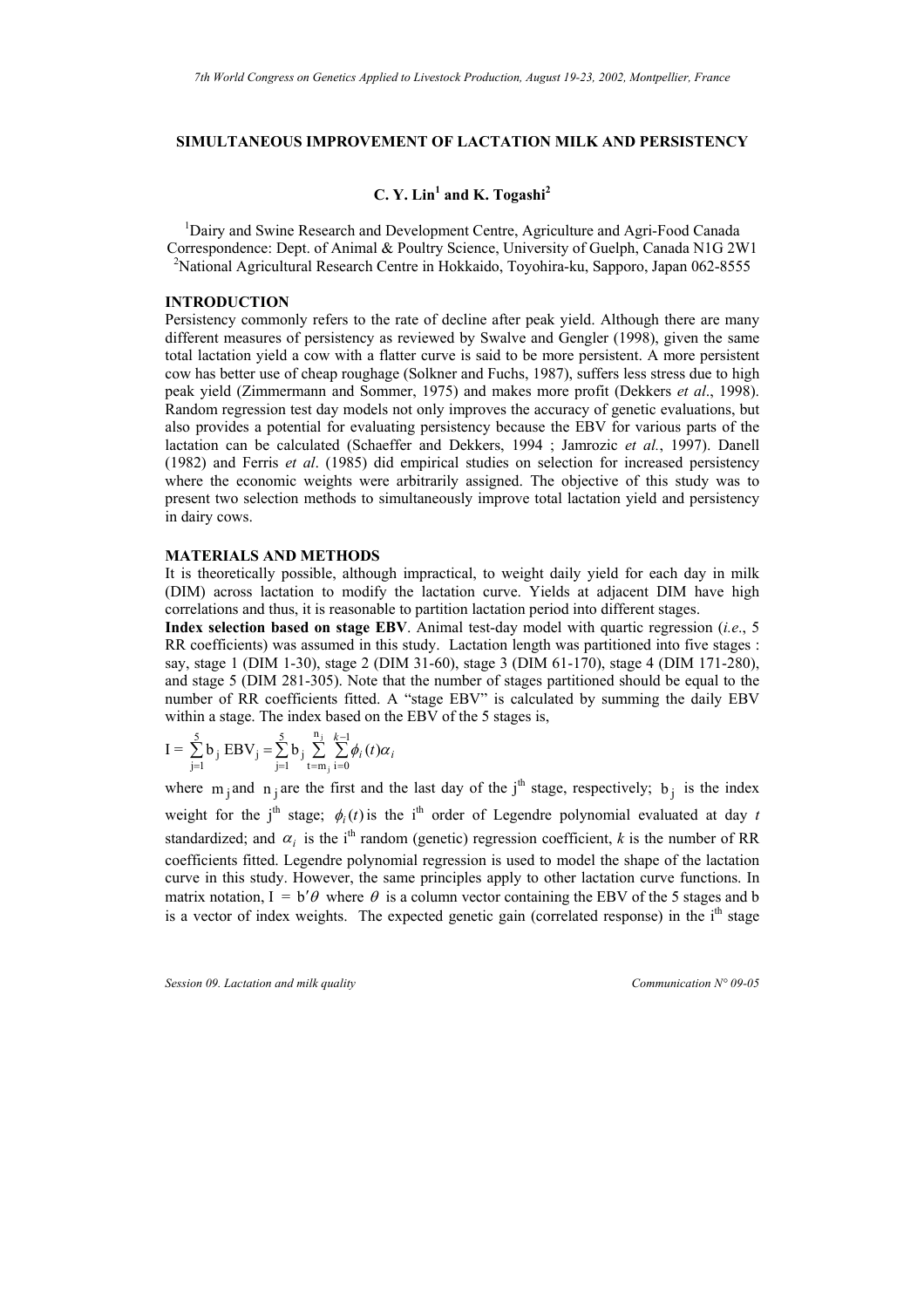# SIMULTANEOUS IMPROVEMENT OF LACTATION MILK AND PERSISTENCY

**C. Y. Lin[1] and K. Togashi[2]**

[1]Dairy and Swine Research and Development Centre, Agriculture and Agri-Food Canada
Correspondence: Dept. of Animal & Poultry Science, University of Guelph, Canada N1G 2W1
[2]National Agricultural Research Centre in Hokkaido, Toyohira-ku, Sapporo, Japan 062-8555

## INTRODUCTION

Persistency commonly refers to the rate of decline after peak yield. Although there are many different measures of persistency as reviewed by Swalve and Gengler (1998), given the same total lactation yield a cow with a flatter curve is said to be more persistent. A more persistent cow has better use of cheap roughage (Solkner and Fuchs, 1987), suffers less stress due to high peak yield (Zimmermann and Sommer, 1975) and makes more profit (Dekkers *et al*., 1998). Random regression test day models not only improves the accuracy of genetic evaluations, but also provides a potential for evaluating persistency because the EBV for various parts of the lactation can be calculated (Schaeffer and Dekkers, 1994 ; Jamrozic *et al.*, 1997). Danell (1982) and Ferris *et al*. (1985) did empirical studies on selection for increased persistency where the economic weights were arbitrarily assigned. The objective of this study was to present two selection methods to simultaneously improve total lactation yield and persistency in dairy cows.

## MATERIALS AND METHODS

It is theoretically possible, although impractical, to weight daily yield for each day in milk (DIM) across lactation to modify the lactation curve. Yields at adjacent DIM have high correlations and thus, it is reasonable to partition lactation period into different stages.

**Index selection based on stage EBV**. Animal test-day model with quartic regression (*i.e*., 5 RR coefficients) was assumed in this study. Lactation length was partitioned into five stages : say, stage 1 (DIM 1-30), stage 2 (DIM 31-60), stage 3 (DIM 61-170), stage 4 (DIM 171-280), and stage 5 (DIM 281-305). Note that the number of stages partitioned should be equal to the number of RR coefficients fitted. A "stage EBV" is calculated by summing the daily EBV within a stage. The index based on the EBV of the 5 stages is,

$$I = \sum_{j=1}^{5} b_j \, EBV_j = \sum_{j=1}^{5} b_j \sum_{t=m_j}^{n_j} \sum_{i=0}^{k-1} \phi_i(t)\alpha_i$$

where $m_j$ and $n_j$ are the first and the last day of the j[th] stage, respectively; $b_j$ is the index weight for the j[th] stage; $\phi_i(t)$ is the i[th] order of Legendre polynomial evaluated at day *t* standardized; and $\alpha_i$ is the i[th] random (genetic) regression coefficient, *k* is the number of RR coefficients fitted. Legendre polynomial regression is used to model the shape of the lactation curve in this study. However, the same principles apply to other lactation curve functions. In matrix notation, $I = b'\theta$ where $\theta$ is a column vector containing the EBV of the 5 stages and b is a vector of index weights. The expected genetic gain (correlated response) in the i[th] stage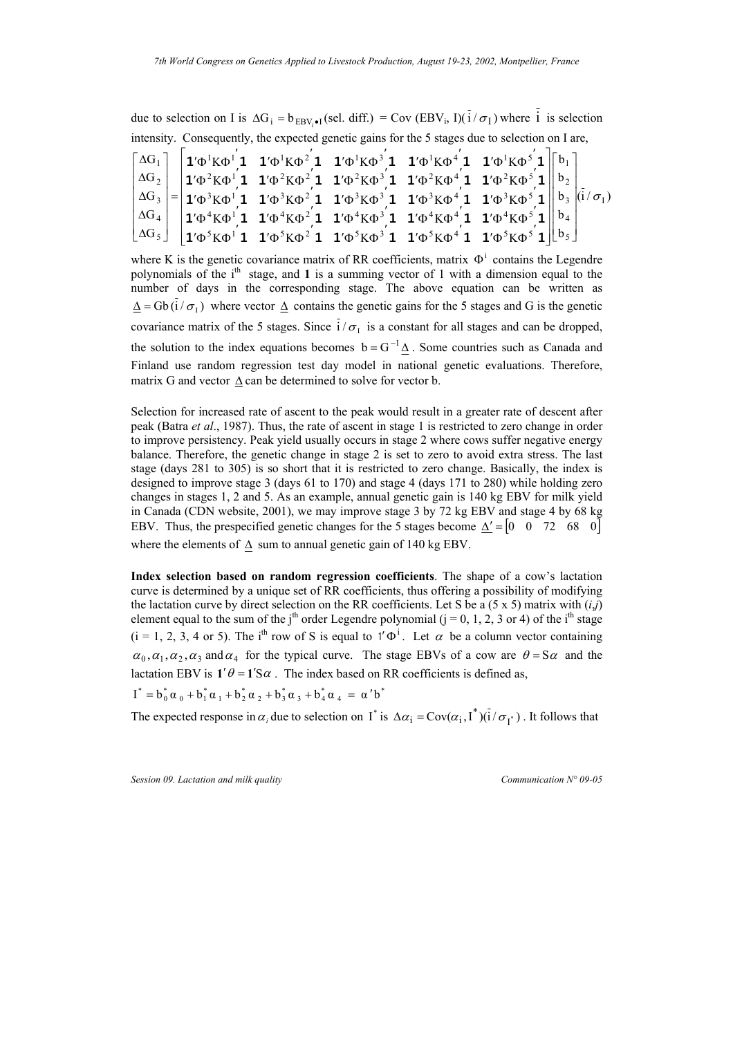due to selection on I is $\Delta G_i = b_{EBV_i \bullet I}(\text{sel. diff.}) = \text{Cov}(EBV_i, I)(\bar{i}/\sigma_I)$ where $\bar{i}$ is selection intensity. Consequently, the expected genetic gains for the 5 stages due to selection on I are,

$$
\begin{bmatrix} \Delta G_1 \\ \Delta G_2 \\ \Delta G_3 \\ \Delta G_4 \\ \Delta G_5 \end{bmatrix} = \begin{bmatrix} \mathbf{1}'\Phi^1 K \Phi^{1'} \mathbf{1} & \mathbf{1}'\Phi^1 K \Phi^{2'} \mathbf{1} & \mathbf{1}'\Phi^1 K \Phi^{3'} \mathbf{1} & \mathbf{1}'\Phi^1 K \Phi^{4'} \mathbf{1} & \mathbf{1}'\Phi^1 K \Phi^{5'} \mathbf{1} \\ \mathbf{1}'\Phi^2 K \Phi^{1'} \mathbf{1} & \mathbf{1}'\Phi^2 K \Phi^{2'} \mathbf{1} & \mathbf{1}'\Phi^2 K \Phi^{3'} \mathbf{1} & \mathbf{1}'\Phi^2 K \Phi^{4'} \mathbf{1} & \mathbf{1}'\Phi^2 K \Phi^{5'} \mathbf{1} \\ \mathbf{1}'\Phi^3 K \Phi^{1'} \mathbf{1} & \mathbf{1}'\Phi^3 K \Phi^{2'} \mathbf{1} & \mathbf{1}'\Phi^3 K \Phi^{3'} \mathbf{1} & \mathbf{1}'\Phi^3 K \Phi^{4'} \mathbf{1} & \mathbf{1}'\Phi^3 K \Phi^{5'} \mathbf{1} \\ \mathbf{1}'\Phi^4 K \Phi^{1'} \mathbf{1} & \mathbf{1}'\Phi^4 K \Phi^{2'} \mathbf{1} & \mathbf{1}'\Phi^4 K \Phi^{3'} \mathbf{1} & \mathbf{1}'\Phi^4 K \Phi^{4'} \mathbf{1} & \mathbf{1}'\Phi^4 K \Phi^{5'} \mathbf{1} \\ \mathbf{1}'\Phi^5 K \Phi^{1'} \mathbf{1} & \mathbf{1}'\Phi^5 K \Phi^{2'} \mathbf{1} & \mathbf{1}'\Phi^5 K \Phi^{3'} \mathbf{1} & \mathbf{1}'\Phi^5 K \Phi^{4'} \mathbf{1} & \mathbf{1}'\Phi^5 K \Phi^{5'} \mathbf{1} \end{bmatrix} \begin{bmatrix} b_1 \\ b_2 \\ b_3 \\ b_4 \\ b_5 \end{bmatrix} (\bar{i}/\sigma_I)
$$

where K is the genetic covariance matrix of RR coefficients, matrix $\Phi^i$ contains the Legendre polynomials of the i[th] stage, and **1** is a summing vector of 1 with a dimension equal to the number of days in the corresponding stage. The above equation can be written as $\underline{\Delta} = Gb(\bar{i}/\sigma_I)$ where vector $\underline{\Delta}$ contains the genetic gains for the 5 stages and G is the genetic covariance matrix of the 5 stages. Since $\bar{i}/\sigma_I$ is a constant for all stages and can be dropped, the solution to the index equations becomes $b = G^{-1}\underline{\Delta}$. Some countries such as Canada and Finland use random regression test day model in national genetic evaluations. Therefore, matrix G and vector $\underline{\Delta}$ can be determined to solve for vector b.

Selection for increased rate of ascent to the peak would result in a greater rate of descent after peak (Batra *et al*., 1987). Thus, the rate of ascent in stage 1 is restricted to zero change in order to improve persistency. Peak yield usually occurs in stage 2 where cows suffer negative energy balance. Therefore, the genetic change in stage 2 is set to zero to avoid extra stress. The last stage (days 281 to 305) is so short that it is restricted to zero change. Basically, the index is designed to improve stage 3 (days 61 to 170) and stage 4 (days 171 to 280) while holding zero changes in stages 1, 2 and 5. As an example, annual genetic gain is 140 kg EBV for milk yield in Canada (CDN website, 2001), we may improve stage 3 by 72 kg EBV and stage 4 by 68 kg EBV. Thus, the prespecified genetic changes for the 5 stages become $\underline{\Delta}' = [0 \quad 0 \quad 72 \quad 68 \quad 0]$ where the elements of $\underline{\Delta}$ sum to annual genetic gain of 140 kg EBV.

**Index selection based on random regression coefficients**. The shape of a cow's lactation curve is determined by a unique set of RR coefficients, thus offering a possibility of modifying the lactation curve by direct selection on the RR coefficients. Let S be a (5 x 5) matrix with (*i*,*j*) element equal to the sum of the j[th] order Legendre polynomial (j = 0, 1, 2, 3 or 4) of the i[th] stage (i = 1, 2, 3, 4 or 5). The i[th] row of S is equal to $1'\Phi^i$. Let $\alpha$ be a column vector containing $\alpha_0, \alpha_1, \alpha_2, \alpha_3$ and $\alpha_4$ for the typical curve. The stage EBVs of a cow are $\theta = S\alpha$ and the lactation EBV is $\mathbf{1}'\theta = \mathbf{1}'S\alpha$. The index based on RR coefficients is defined as,

$$
I^* = b_0^* \alpha_0 + b_1^* \alpha_1 + b_2^* \alpha_2 + b_3^* \alpha_3 + b_4^* \alpha_4 = \alpha' b^*
$$

The expected response in $\alpha_i$ due to selection on $I^*$ is $\Delta\alpha_i = \text{Cov}(\alpha_i, I^*)(\bar{i}/\sigma_{I^*})$. It follows that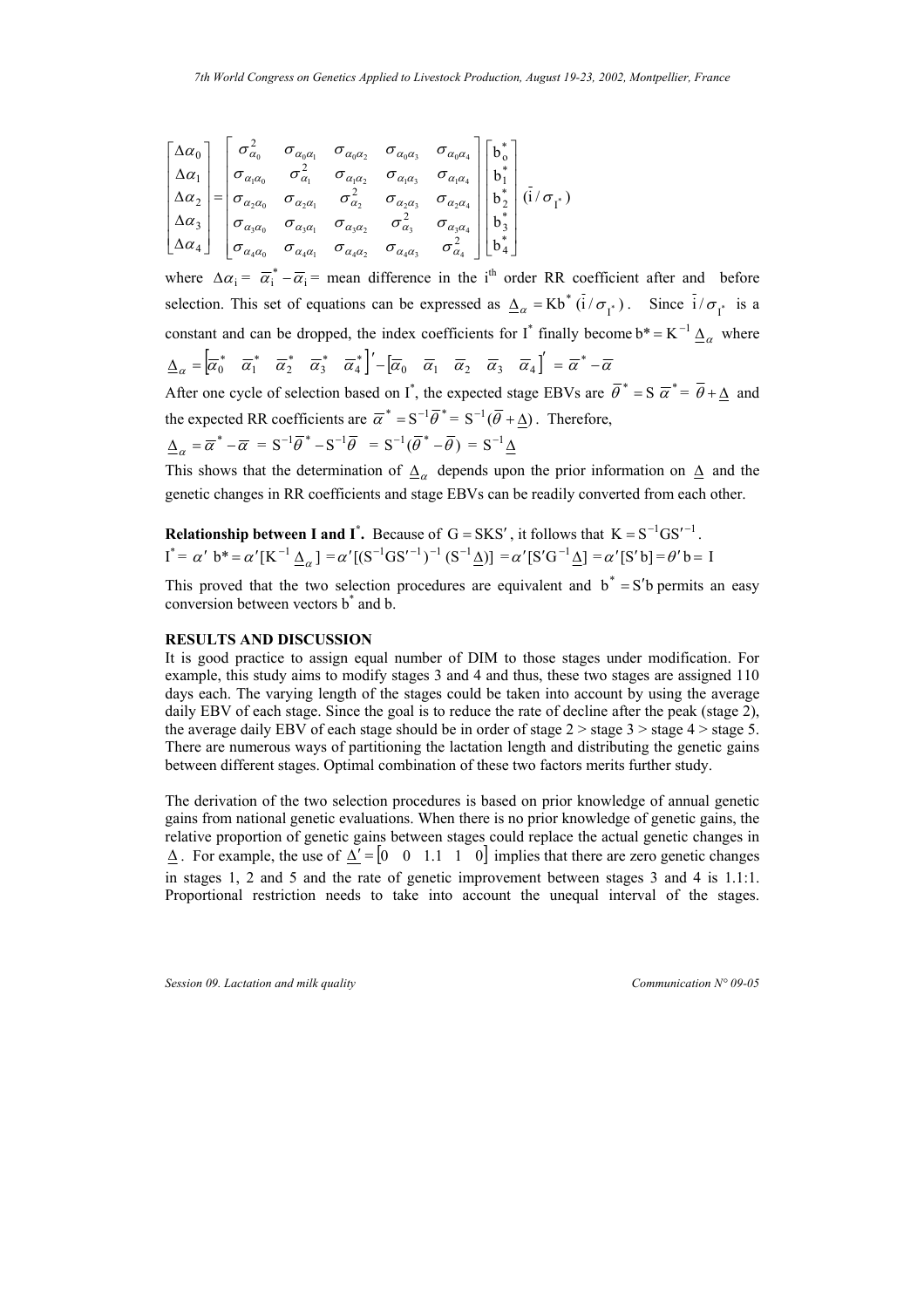$$\begin{bmatrix} \Delta\alpha_0 \\ \Delta\alpha_1 \\ \Delta\alpha_2 \\ \Delta\alpha_3 \\ \Delta\alpha_4 \end{bmatrix} = \begin{bmatrix} \sigma^2_{\alpha_0} & \sigma_{\alpha_0\alpha_1} & \sigma_{\alpha_0\alpha_2} & \sigma_{\alpha_0\alpha_3} & \sigma_{\alpha_0\alpha_4} \\ \sigma_{\alpha_1\alpha_0} & \sigma^2_{\alpha_1} & \sigma_{\alpha_1\alpha_2} & \sigma_{\alpha_1\alpha_3} & \sigma_{\alpha_1\alpha_4} \\ \sigma_{\alpha_2\alpha_0} & \sigma_{\alpha_2\alpha_1} & \sigma^2_{\alpha_2} & \sigma_{\alpha_2\alpha_3} & \sigma_{\alpha_2\alpha_4} \\ \sigma_{\alpha_3\alpha_0} & \sigma_{\alpha_3\alpha_1} & \sigma_{\alpha_3\alpha_2} & \sigma^2_{\alpha_3} & \sigma_{\alpha_3\alpha_4} \\ \sigma_{\alpha_4\alpha_0} & \sigma_{\alpha_4\alpha_1} & \sigma_{\alpha_4\alpha_2} & \sigma_{\alpha_4\alpha_3} & \sigma^2_{\alpha_4} \end{bmatrix} \begin{bmatrix} b^*_o \\ b^*_1 \\ b^*_2 \\ b^*_3 \\ b^*_4 \end{bmatrix} (\bar{i}/\sigma_{I^*})$$

where $\Delta\alpha_i = \bar{\alpha}^*_i - \bar{\alpha}_i$ = mean difference in the i[th] order RR coefficient after and before selection. This set of equations can be expressed as $\underline{\Delta}_\alpha = Kb^*(\bar{i}/\sigma_{I^*})$. Since $\bar{i}/\sigma_{I^*}$ is a constant and can be dropped, the index coefficients for $I^*$ finally become $b^* = K^{-1}\underline{\Delta}_\alpha$ where $\underline{\Delta}_\alpha = \begin{bmatrix}\bar{\alpha}^*_0 & \bar{\alpha}^*_1 & \bar{\alpha}^*_2 & \bar{\alpha}^*_3 & \bar{\alpha}^*_4\end{bmatrix}' - \begin{bmatrix}\bar{\alpha}_0 & \bar{\alpha}_1 & \bar{\alpha}_2 & \bar{\alpha}_3 & \bar{\alpha}_4\end{bmatrix}' = \bar{\alpha}^* - \bar{\alpha}$

After one cycle of selection based on $I^*$, the expected stage EBVs are $\bar{\theta}^* = S\,\bar{\alpha}^* = \bar{\theta} + \underline{\Delta}$ and the expected RR coefficients are $\bar{\alpha}^* = S^{-1}\bar{\theta}^* = S^{-1}(\bar{\theta} + \underline{\Delta})$. Therefore,

$\underline{\Delta}_\alpha = \bar{\alpha}^* - \bar{\alpha} = S^{-1}\bar{\theta}^* - S^{-1}\bar{\theta} = S^{-1}(\bar{\theta}^* - \bar{\theta}) = S^{-1}\underline{\Delta}$

This shows that the determination of $\underline{\Delta}_\alpha$ depends upon the prior information on $\underline{\Delta}$ and the genetic changes in RR coefficients and stage EBVs can be readily converted from each other.

**Relationship between I and I*.** Because of $G = SKS'$, it follows that $K = S^{-1}GS'^{-1}$.

$I^* = \alpha'\, b^* = \alpha'[K^{-1}\underline{\Delta}_\alpha] = \alpha'[(S^{-1}GS'^{-1})^{-1}(S^{-1}\underline{\Delta})] = \alpha'[S'G^{-1}\underline{\Delta}] = \alpha'[S'b] = \theta'b = I$

This proved that the two selection procedures are equivalent and $b^* = S'b$ permits an easy conversion between vectors $b^*$ and b.

## RESULTS AND DISCUSSION

It is good practice to assign equal number of DIM to those stages under modification. For example, this study aims to modify stages 3 and 4 and thus, these two stages are assigned 110 days each. The varying length of the stages could be taken into account by using the average daily EBV of each stage. Since the goal is to reduce the rate of decline after the peak (stage 2), the average daily EBV of each stage should be in order of stage 2 > stage 3 > stage 4 > stage 5. There are numerous ways of partitioning the lactation length and distributing the genetic gains between different stages. Optimal combination of these two factors merits further study.

The derivation of the two selection procedures is based on prior knowledge of annual genetic gains from national genetic evaluations. When there is no prior knowledge of genetic gains, the relative proportion of genetic gains between stages could replace the actual genetic changes in $\underline{\Delta}$. For example, the use of $\underline{\Delta}' = \begin{bmatrix}0 & 0 & 1.1 & 1 & 0\end{bmatrix}$ implies that there are zero genetic changes in stages 1, 2 and 5 and the rate of genetic improvement between stages 3 and 4 is 1.1:1. Proportional restriction needs to take into account the unequal interval of the stages.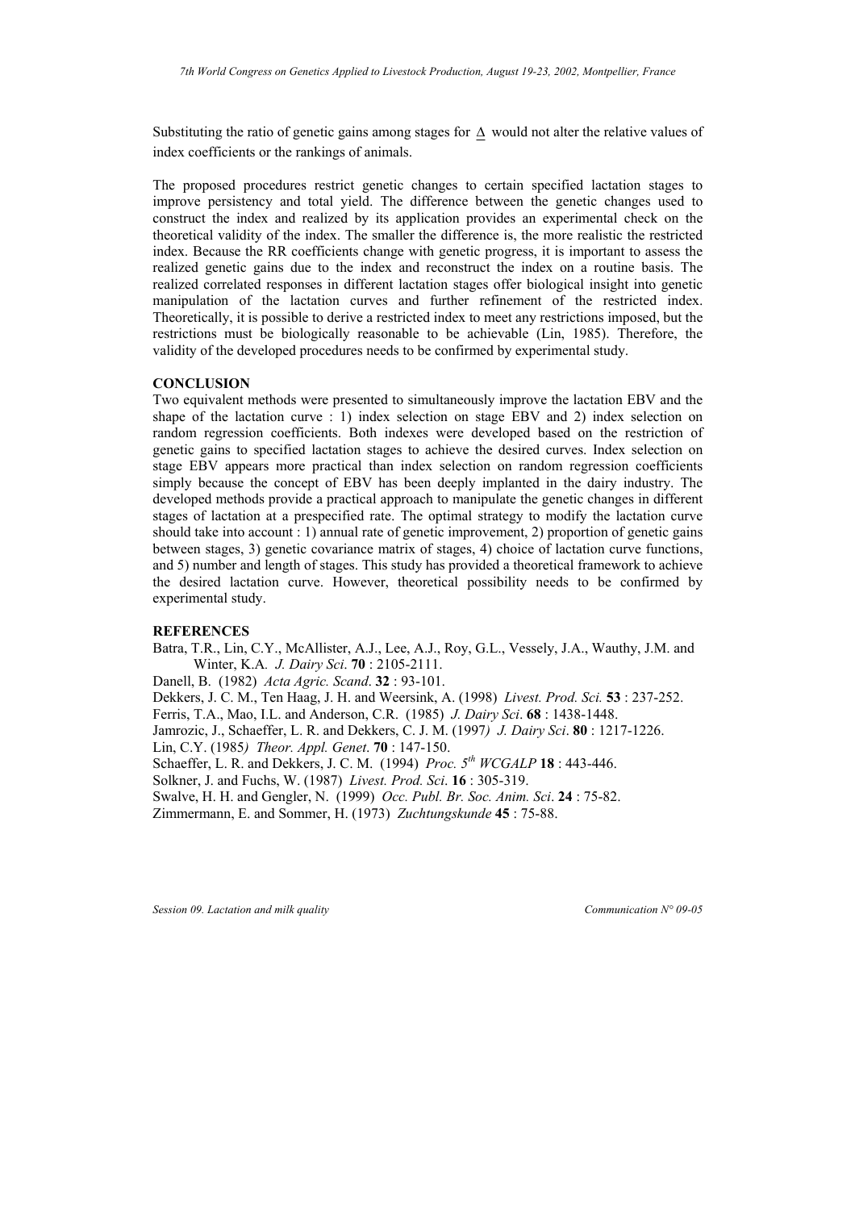Substituting the ratio of genetic gains among stages for $\underline{\Delta}$ would not alter the relative values of index coefficients or the rankings of animals.

The proposed procedures restrict genetic changes to certain specified lactation stages to improve persistency and total yield. The difference between the genetic changes used to construct the index and realized by its application provides an experimental check on the theoretical validity of the index. The smaller the difference is, the more realistic the restricted index. Because the RR coefficients change with genetic progress, it is important to assess the realized genetic gains due to the index and reconstruct the index on a routine basis. The realized correlated responses in different lactation stages offer biological insight into genetic manipulation of the lactation curves and further refinement of the restricted index. Theoretically, it is possible to derive a restricted index to meet any restrictions imposed, but the restrictions must be biologically reasonable to be achievable (Lin, 1985). Therefore, the validity of the developed procedures needs to be confirmed by experimental study.

## CONCLUSION

Two equivalent methods were presented to simultaneously improve the lactation EBV and the shape of the lactation curve : 1) index selection on stage EBV and 2) index selection on random regression coefficients. Both indexes were developed based on the restriction of genetic gains to specified lactation stages to achieve the desired curves. Index selection on stage EBV appears more practical than index selection on random regression coefficients simply because the concept of EBV has been deeply implanted in the dairy industry. The developed methods provide a practical approach to manipulate the genetic changes in different stages of lactation at a prespecified rate. The optimal strategy to modify the lactation curve should take into account : 1) annual rate of genetic improvement, 2) proportion of genetic gains between stages, 3) genetic covariance matrix of stages, 4) choice of lactation curve functions, and 5) number and length of stages. This study has provided a theoretical framework to achieve the desired lactation curve. However, theoretical possibility needs to be confirmed by experimental study.

## REFERENCES

Batra, T.R., Lin, C.Y., McAllister, A.J., Lee, A.J., Roy, G.L., Vessely, J.A., Wauthy, J.M. and Winter, K.A. *J. Dairy Sci*. **70** : 2105-2111.

Danell, B. (1982) *Acta Agric. Scand*. **32** : 93-101.

Dekkers, J. C. M., Ten Haag, J. H. and Weersink, A. (1998) *Livest. Prod. Sci.* **53** : 237-252.

Ferris, T.A., Mao, I.L. and Anderson, C.R. (1985) *J. Dairy Sci*. **68** : 1438-1448.

Jamrozic, J., Schaeffer, L. R. and Dekkers, C. J. M. (1997) *J. Dairy Sci*. **80** : 1217-1226.

Lin, C.Y. (1985) *Theor. Appl. Genet*. **70** : 147-150.

Schaeffer, L. R. and Dekkers, J. C. M. (1994) *Proc. 5th WCGALP* **18** : 443-446.

Solkner, J. and Fuchs, W. (1987) *Livest. Prod. Sci*. **16** : 305-319.

Swalve, H. H. and Gengler, N. (1999) *Occ. Publ. Br. Soc. Anim. Sci*. **24** : 75-82.

Zimmermann, E. and Sommer, H. (1973) *Zuchtungskunde* **45** : 75-88.